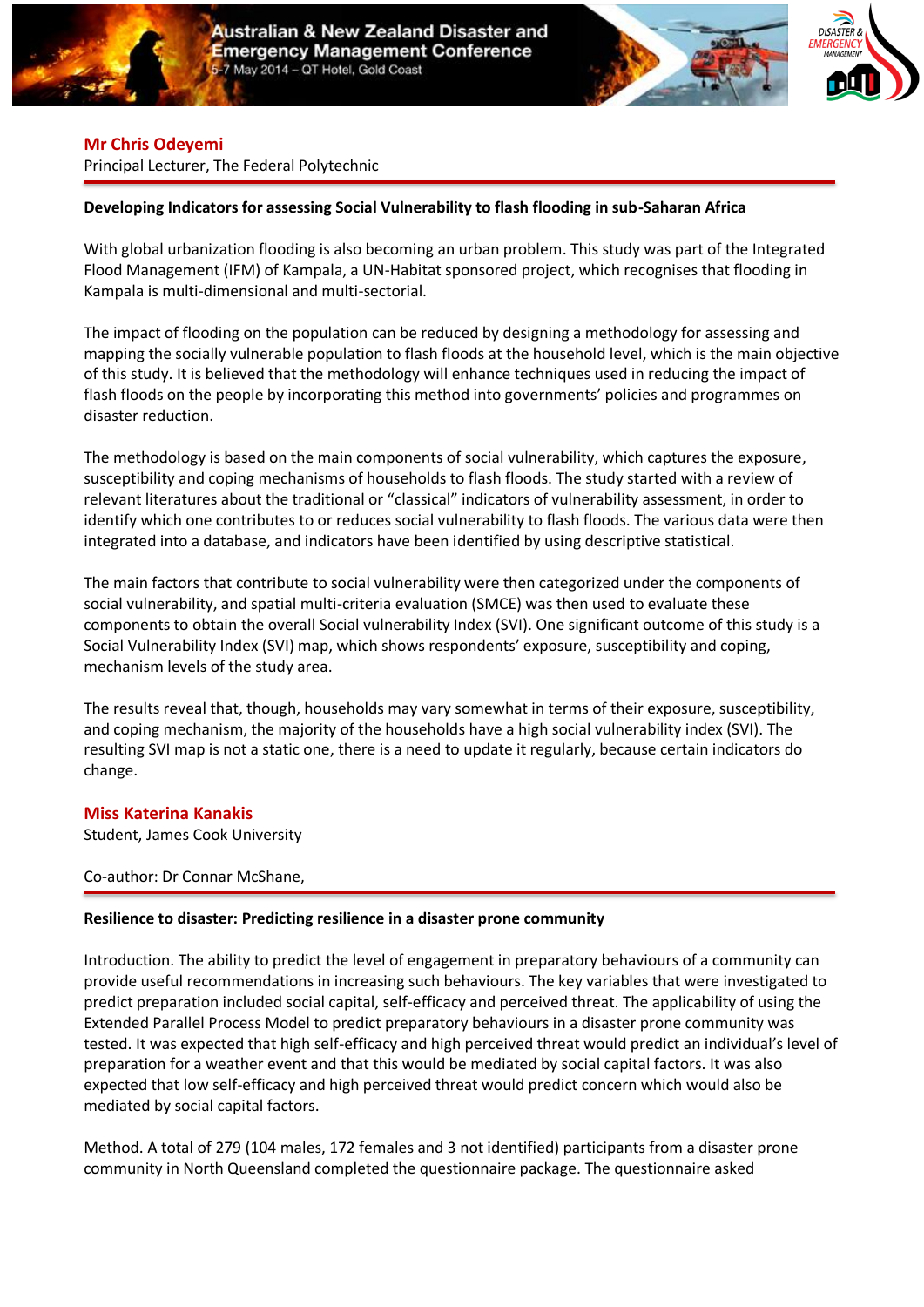## Mr Chris Odeyemi

Principal Lecturer, The Federal Polytechnic

### Developing Indicators for assessing Social Vulnerability to flash flooding in sub-Saharan Africa

With global urbanization flooding is also becoming an urban problem. This study was part of the Integrated Flood Management (IFM) of Kampala, a UN-Habitat sponsored project, which recognises that flooding in Kampala is multi-dimensional and multi-sectorial.

The impact of flooding on the population can be reduced by designing a methodology for assessing and mapping the socially vulnerable population to flash floods at the household level, which is the main objective of this study. It is believed that the methodology will enhance techniques used in reducing the impact of flash floods on the people by incorporating this method into governments' policies and programmes on disaster reduction.

The methodology is based on the main components of social vulnerability, which captures the exposure, susceptibility and coping mechanisms of households to flash floods. The study started with a review of relevant literatures about the traditional or "classical" indicators of vulnerability assessment, in order to identify which one contributes to or reduces social vulnerability to flash floods. The various data were then integrated into a database, and indicators have been identified by using descriptive statistical.

The main factors that contribute to social vulnerability were then categorized under the components of social vulnerability, and spatial multi-criteria evaluation (SMCE) was then used to evaluate these components to obtain the overall Social vulnerability Index (SVI). One significant outcome of this study is a Social Vulnerability Index (SVI) map, which shows respondents' exposure, susceptibility and coping, mechanism levels of the study area.

The results reveal that, though, households may vary somewhat in terms of their exposure, susceptibility, and coping mechanism, the majority of the households have a high social vulnerability index (SVI). The resulting SVI map is not a static one, there is a need to update it regularly, because certain indicators do change.

## Miss Katerina Kanakis

Student, James Cook University

Co-author: Dr Connar McShane,

### Resilience to disaster: Predicting resilience in a disaster prone community

Introduction. The ability to predict the level of engagement in preparatory behaviours of a community can provide useful recommendations in increasing such behaviours. The key variables that were investigated to predict preparation included social capital, self-efficacy and perceived threat. The applicability of using the Extended Parallel Process Model to predict preparatory behaviours in a disaster prone community was tested. It was expected that high self-efficacy and high perceived threat would predict an individual's level of preparation for a weather event and that this would be mediated by social capital factors. It was also expected that low self-efficacy and high perceived threat would predict concern which would also be mediated by social capital factors.

Method. A total of 279 (104 males, 172 females and 3 not identified) participants from a disaster prone community in North Queensland completed the questionnaire package. The questionnaire asked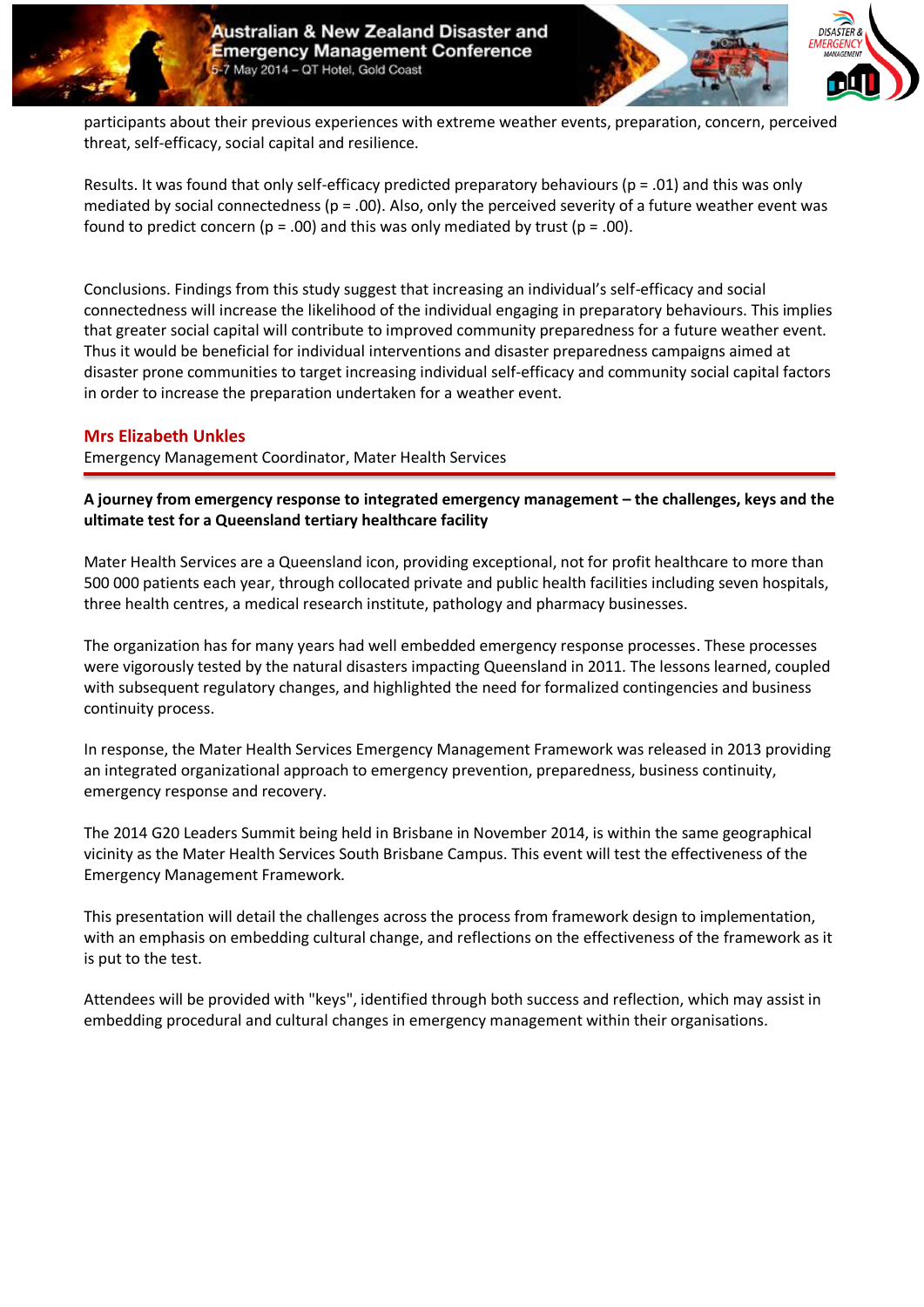participants about their previous experiences with extreme weather events, preparation, concern, perceived threat, self-efficacy, social capital and resilience.

Results. It was found that only self-efficacy predicted preparatory behaviours ($p = .01$) and this was only mediated by social connectedness ($p = .00$). Also, only the perceived severity of a future weather event was found to predict concern ($p = .00$) and this was only mediated by trust ($p = .00$).

Conclusions. Findings from this study suggest that increasing an individual's self-efficacy and social connectedness will increase the likelihood of the individual engaging in preparatory behaviours. This implies that greater social capital will contribute to improved community preparedness for a future weather event. Thus it would be beneficial for individual interventions and disaster preparedness campaigns aimed at disaster prone communities to target increasing individual self-efficacy and community social capital factors in order to increase the preparation undertaken for a weather event.

## Mrs Elizabeth Unkles

Emergency Management Coordinator, Mater Health Services

**A journey from emergency response to integrated emergency management – the challenges, keys and the ultimate test for a Queensland tertiary healthcare facility**

Mater Health Services are a Queensland icon, providing exceptional, not for profit healthcare to more than 500 000 patients each year, through collocated private and public health facilities including seven hospitals, three health centres, a medical research institute, pathology and pharmacy businesses.

The organization has for many years had well embedded emergency response processes. These processes were vigorously tested by the natural disasters impacting Queensland in 2011. The lessons learned, coupled with subsequent regulatory changes, and highlighted the need for formalized contingencies and business continuity process.

In response, the Mater Health Services Emergency Management Framework was released in 2013 providing an integrated organizational approach to emergency prevention, preparedness, business continuity, emergency response and recovery.

The 2014 G20 Leaders Summit being held in Brisbane in November 2014, is within the same geographical vicinity as the Mater Health Services South Brisbane Campus. This event will test the effectiveness of the Emergency Management Framework.

This presentation will detail the challenges across the process from framework design to implementation, with an emphasis on embedding cultural change, and reflections on the effectiveness of the framework as it is put to the test.

Attendees will be provided with "keys", identified through both success and reflection, which may assist in embedding procedural and cultural changes in emergency management within their organisations.